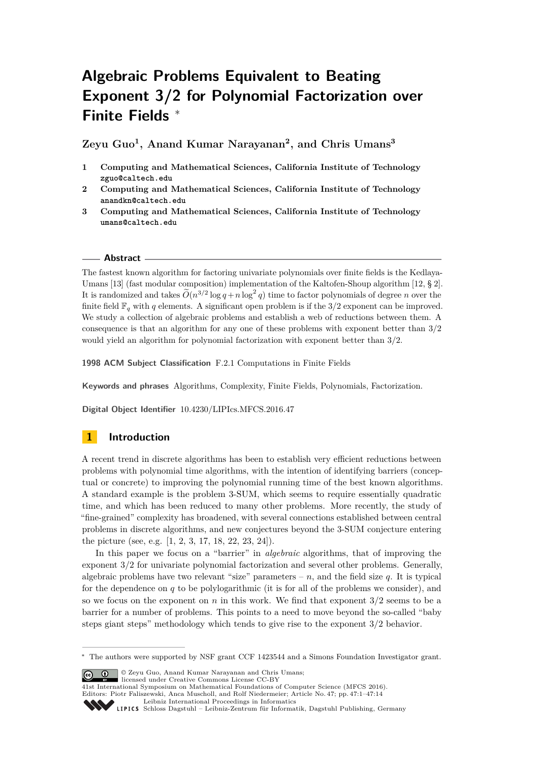# Algebraic Problems Equivalent to Beating Exponent 3/2 for Polynomial Factorization over Finite Fields *

**Zeyu Guo[1], Anand Kumar Narayanan[2], and Chris Umans[3]**

1. **Computing and Mathematical Sciences, California Institute of Technology** `zguo@caltech.edu`
2. **Computing and Mathematical Sciences, California Institute of Technology** `anandkn@caltech.edu`
3. **Computing and Mathematical Sciences, California Institute of Technology** `umans@caltech.edu`

## Abstract

The fastest known algorithm for factoring univariate polynomials over finite fields is the Kedlaya-Umans [13] (fast modular composition) implementation of the Kaltofen-Shoup algorithm [12, § 2]. It is randomized and takes $\widetilde{O}(n^{3/2}\log q + n\log^2 q)$ time to factor polynomials of degree $n$ over the finite field $\mathbb{F}_q$ with $q$ elements. A significant open problem is if the 3/2 exponent can be improved. We study a collection of algebraic problems and establish a web of reductions between them. A consequence is that an algorithm for any one of these problems with exponent better than 3/2 would yield an algorithm for polynomial factorization with exponent better than 3/2.

**1998 ACM Subject Classification** F.2.1 Computations in Finite Fields

**Keywords and phrases** Algorithms, Complexity, Finite Fields, Polynomials, Factorization.

**Digital Object Identifier** 10.4230/LIPIcs.MFCS.2016.47

## 1 Introduction

A recent trend in discrete algorithms has been to establish very efficient reductions between problems with polynomial time algorithms, with the intention of identifying barriers (conceptual or concrete) to improving the polynomial running time of the best known algorithms. A standard example is the problem 3-SUM, which seems to require essentially quadratic time, and which has been reduced to many other problems. More recently, the study of "fine-grained" complexity has broadened, with several connections established between central problems in discrete algorithms, and new conjectures beyond the 3-SUM conjecture entering the picture (see, e.g. [1, 2, 3, 17, 18, 22, 23, 24]).

In this paper we focus on a "barrier" in *algebraic* algorithms, that of improving the exponent 3/2 for univariate polynomial factorization and several other problems. Generally, algebraic problems have two relevant "size" parameters – $n$, and the field size $q$. It is typical for the dependence on $q$ to be polylogarithmic (it is for all of the problems we consider), and so we focus on the exponent on $n$ in this work. We find that exponent 3/2 seems to be a barrier for a number of problems. This points to a need to move beyond the so-called "baby steps giant steps" methodology which tends to give rise to the exponent 3/2 behavior.

---

* The authors were supported by NSF grant CCF 1423544 and a Simons Foundation Investigator grant.

© Zeyu Guo, Anand Kumar Narayanan and Chris Umans; licensed under Creative Commons License CC-BY
41st International Symposium on Mathematical Foundations of Computer Science (MFCS 2016).
Editors: Piotr Faliszewski, Anca Muscholl, and Rolf Niedermeier; Article No. 47; pp. 47:1–47:14
Leibniz International Proceedings in Informatics
Schloss Dagstuhl – Leibniz-Zentrum für Informatik, Dagstuhl Publishing, Germany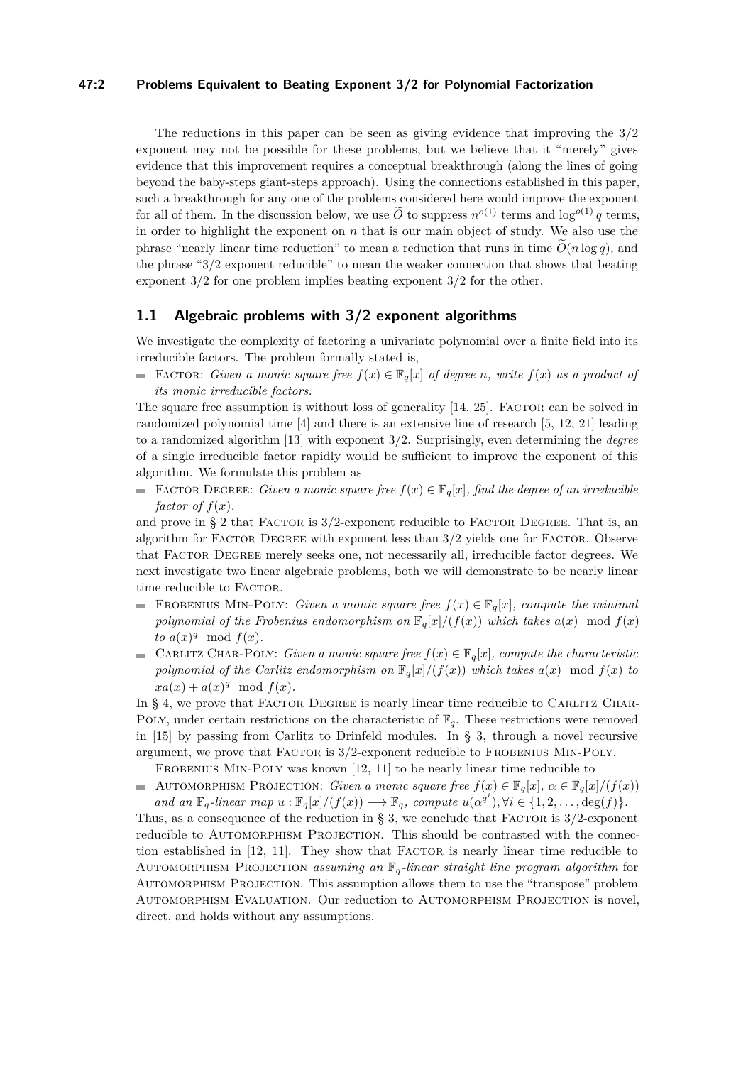The reductions in this paper can be seen as giving evidence that improving the 3/2 exponent may not be possible for these problems, but we believe that it "merely" gives evidence that this improvement requires a conceptual breakthrough (along the lines of going beyond the baby-steps giant-steps approach). Using the connections established in this paper, such a breakthrough for any one of the problems considered here would improve the exponent for all of them. In the discussion below, we use $\widetilde{O}$ to suppress $n^{o(1)}$ terms and $\log^{o(1)} q$ terms, in order to highlight the exponent on $n$ that is our main object of study. We also use the phrase "nearly linear time reduction" to mean a reduction that runs in time $\widetilde{O}(n \log q)$, and the phrase "3/2 exponent reducible" to mean the weaker connection that shows that beating exponent 3/2 for one problem implies beating exponent 3/2 for the other.

## 1.1 Algebraic problems with 3/2 exponent algorithms

We investigate the complexity of factoring a univariate polynomial over a finite field into its irreducible factors. The problem formally stated is,

- Factor: *Given a monic square free $f(x) \in \mathbb{F}_q[x]$ of degree $n$, write $f(x)$ as a product of its monic irreducible factors.*

The square free assumption is without loss of generality [14, 25]. Factor can be solved in randomized polynomial time [4] and there is an extensive line of research [5, 12, 21] leading to a randomized algorithm [13] with exponent 3/2. Surprisingly, even determining the *degree* of a single irreducible factor rapidly would be sufficient to improve the exponent of this algorithm. We formulate this problem as

- Factor Degree: *Given a monic square free $f(x) \in \mathbb{F}_q[x]$, find the degree of an irreducible factor of $f(x)$.*

and prove in § 2 that Factor is 3/2-exponent reducible to Factor Degree. That is, an algorithm for Factor Degree with exponent less than 3/2 yields one for Factor. Observe that Factor Degree merely seeks one, not necessarily all, irreducible factor degrees. We next investigate two linear algebraic problems, both we will demonstrate to be nearly linear time reducible to Factor.

- Frobenius Min-Poly: *Given a monic square free $f(x) \in \mathbb{F}_q[x]$, compute the minimal polynomial of the Frobenius endomorphism on $\mathbb{F}_q[x]/(f(x))$ which takes $a(x) \mod f(x)$ to $a(x)^q \mod f(x)$.*
- Carlitz Char-Poly: *Given a monic square free $f(x) \in \mathbb{F}_q[x]$, compute the characteristic polynomial of the Carlitz endomorphism on $\mathbb{F}_q[x]/(f(x))$ which takes $a(x) \mod f(x)$ to $xa(x) + a(x)^q \mod f(x)$.*

In § 4, we prove that Factor Degree is nearly linear time reducible to Carlitz Char-Poly, under certain restrictions on the characteristic of $\mathbb{F}_q$. These restrictions were removed in [15] by passing from Carlitz to Drinfeld modules. In § 3, through a novel recursive argument, we prove that Factor is 3/2-exponent reducible to Frobenius Min-Poly.

Frobenius Min-Poly was known [12, 11] to be nearly linear time reducible to

- Automorphism Projection: *Given a monic square free $f(x) \in \mathbb{F}_q[x]$, $\alpha \in \mathbb{F}_q[x]/(f(x))$ and an $\mathbb{F}_q$-linear map $u : \mathbb{F}_q[x]/(f(x)) \longrightarrow \mathbb{F}_q$, compute $u(\alpha^{q^i}), \forall i \in \{1, 2, \ldots, \deg(f)\}$.*

Thus, as a consequence of the reduction in § 3, we conclude that Factor is 3/2-exponent reducible to Automorphism Projection. This should be contrasted with the connection established in [12, 11]. They show that Factor is nearly linear time reducible to Automorphism Projection *assuming an $\mathbb{F}_q$-linear straight line program algorithm* for Automorphism Projection. This assumption allows them to use the "transpose" problem Automorphism Evaluation. Our reduction to Automorphism Projection is novel, direct, and holds without any assumptions.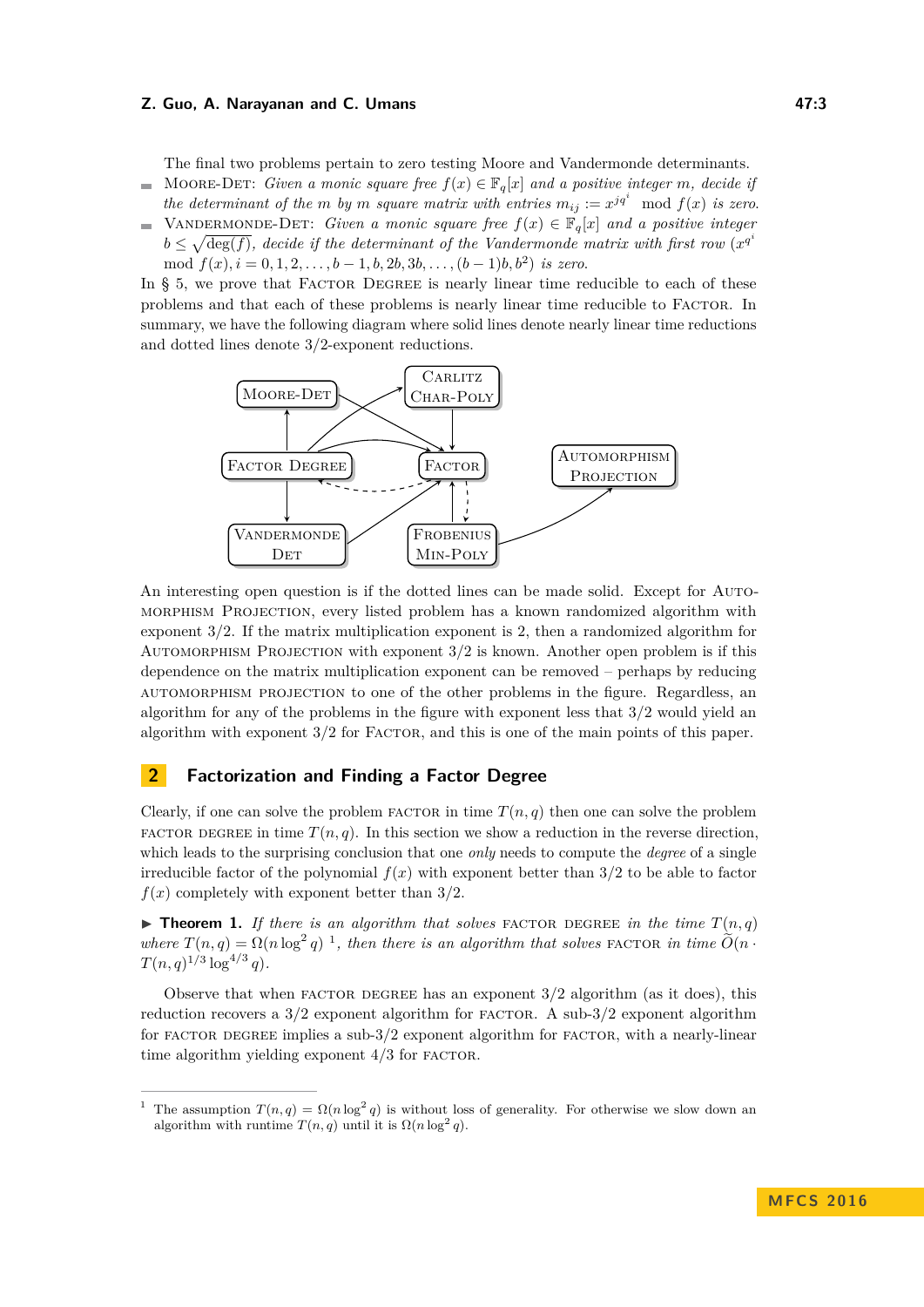The final two problems pertain to zero testing Moore and Vandermonde determinants.

- Moore-Det: *Given a monic square free $f(x) \in \mathbb{F}_q[x]$ and a positive integer $m$, decide if the determinant of the $m$ by $m$ square matrix with entries $m_{ij} := x^{jq^i} \mod f(x)$ is zero.*
- Vandermonde-Det: *Given a monic square free $f(x) \in \mathbb{F}_q[x]$ and a positive integer $b \leq \sqrt{\deg(f)}$, decide if the determinant of the Vandermonde matrix with first row $(x^{q^i} \mod f(x), i = 0, 1, 2, \ldots, b-1, b, 2b, 3b, \ldots, (b-1)b, b^2)$ is zero.*

In § 5, we prove that Factor Degree is nearly linear time reducible to each of these problems and that each of these problems is nearly linear time reducible to Factor. In summary, we have the following diagram where solid lines denote nearly linear time reductions and dotted lines denote 3/2-exponent reductions.

An interesting open question is if the dotted lines can be made solid. Except for Automorphism Projection, every listed problem has a known randomized algorithm with exponent 3/2. If the matrix multiplication exponent is 2, then a randomized algorithm for Automorphism Projection with exponent 3/2 is known. Another open problem is if this dependence on the matrix multiplication exponent can be removed – perhaps by reducing automorphism projection to one of the other problems in the figure. Regardless, an algorithm for any of the problems in the figure with exponent less that 3/2 would yield an algorithm with exponent 3/2 for Factor, and this is one of the main points of this paper.

## 2 Factorization and Finding a Factor Degree

Clearly, if one can solve the problem factor in time $T(n, q)$ then one can solve the problem factor degree in time $T(n, q)$. In this section we show a reduction in the reverse direction, which leads to the surprising conclusion that one *only* needs to compute the *degree* of a single irreducible factor of the polynomial $f(x)$ with exponent better than 3/2 to be able to factor $f(x)$ completely with exponent better than 3/2.

▶ **Theorem 1.** *If there is an algorithm that solves* factor degree *in the time $T(n, q)$ where $T(n, q) = \Omega(n \log^2 q)$* [1]*, then there is an algorithm that solves* factor *in time $\widetilde{O}(n \cdot T(n, q)^{1/3} \log^{4/3} q)$.*

Observe that when factor degree has an exponent 3/2 algorithm (as it does), this reduction recovers a 3/2 exponent algorithm for factor. A sub-3/2 exponent algorithm for factor degree implies a sub-3/2 exponent algorithm for factor, with a nearly-linear time algorithm yielding exponent 4/3 for factor.

[1] The assumption $T(n, q) = \Omega(n \log^2 q)$ is without loss of generality. For otherwise we slow down an algorithm with runtime $T(n, q)$ until it is $\Omega(n \log^2 q)$.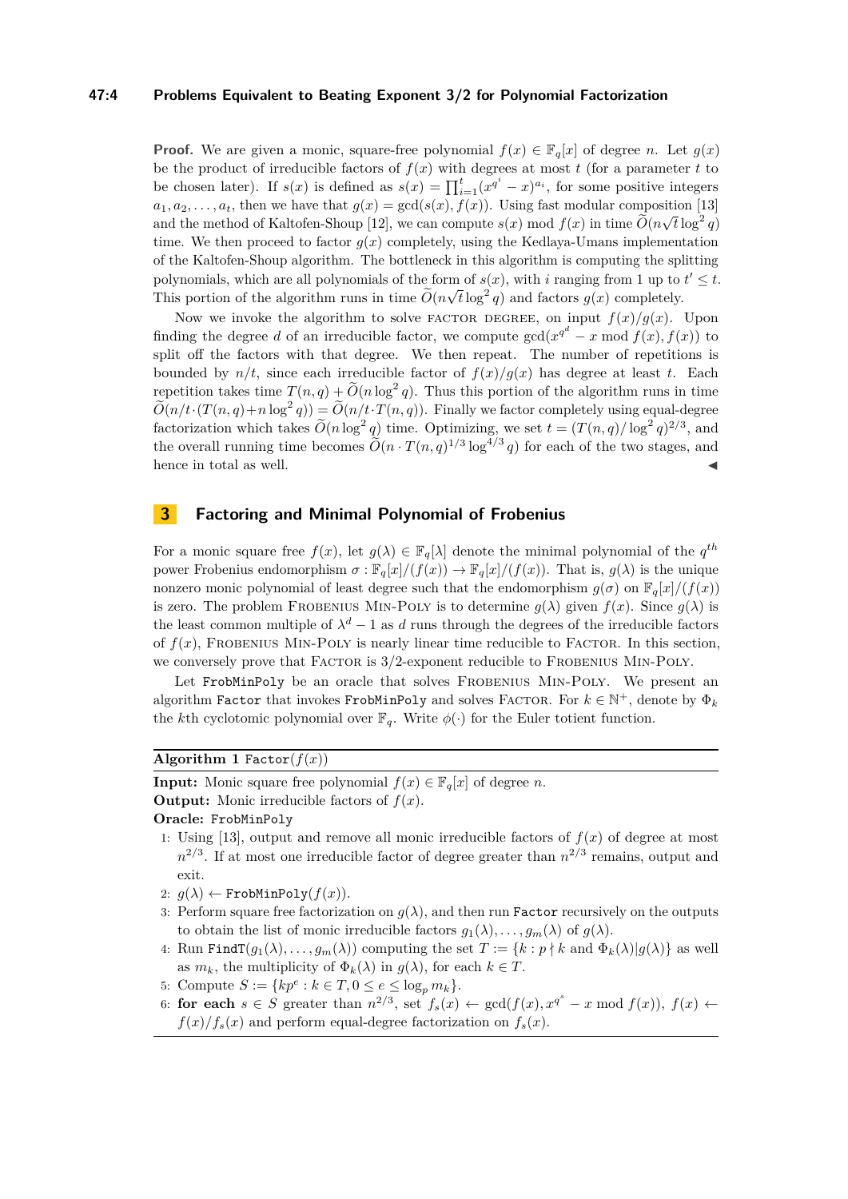**Proof.** We are given a monic, square-free polynomial $f(x) \in \mathbb{F}_q[x]$ of degree $n$. Let $g(x)$ be the product of irreducible factors of $f(x)$ with degrees at most $t$ (for a parameter $t$ to be chosen later). If $s(x)$ is defined as $s(x) = \prod_{i=1}^{t}(x^{q^i} - x)^{a_i}$, for some positive integers $a_1, a_2, \ldots, a_t$, then we have that $g(x) = \gcd(s(x), f(x))$. Using fast modular composition [13] and the method of Kaltofen-Shoup [12], we can compute $s(x) \bmod f(x)$ in time $\widetilde{O}(n\sqrt{t}\log^2 q)$ time. We then proceed to factor $g(x)$ completely, using the Kedlaya-Umans implementation of the Kaltofen-Shoup algorithm. The bottleneck in this algorithm is computing the splitting polynomials, which are all polynomials of the form of $s(x)$, with $i$ ranging from 1 up to $t' \leq t$. This portion of the algorithm runs in time $\widetilde{O}(n\sqrt{t}\log^2 q)$ and factors $g(x)$ completely.

Now we invoke the algorithm to solve FACTOR DEGREE, on input $f(x)/g(x)$. Upon finding the degree $d$ of an irreducible factor, we compute $\gcd(x^{q^d} - x \bmod f(x), f(x))$ to split off the factors with that degree. We then repeat. The number of repetitions is bounded by $n/t$, since each irreducible factor of $f(x)/g(x)$ has degree at least $t$. Each repetition takes time $T(n,q) + \widetilde{O}(n\log^2 q)$. Thus this portion of the algorithm runs in time $\widetilde{O}(n/t \cdot (T(n,q) + n\log^2 q)) = \widetilde{O}(n/t \cdot T(n,q))$. Finally we factor completely using equal-degree factorization which takes $\widetilde{O}(n\log^2 q)$ time. Optimizing, we set $t = (T(n,q)/\log^2 q)^{2/3}$, and the overall running time becomes $\widetilde{O}(n \cdot T(n,q)^{1/3}\log^{4/3} q)$ for each of the two stages, and hence in total as well. ◀

## 3 Factoring and Minimal Polynomial of Frobenius

For a monic square free $f(x)$, let $g(\lambda) \in \mathbb{F}_q[\lambda]$ denote the minimal polynomial of the $q^{th}$ power Frobenius endomorphism $\sigma : \mathbb{F}_q[x]/(f(x)) \to \mathbb{F}_q[x]/(f(x))$. That is, $g(\lambda)$ is the unique nonzero monic polynomial of least degree such that the endomorphism $g(\sigma)$ on $\mathbb{F}_q[x]/(f(x))$ is zero. The problem FROBENIUS MIN-POLY is to determine $g(\lambda)$ given $f(x)$. Since $g(\lambda)$ is the least common multiple of $\lambda^d - 1$ as $d$ runs through the degrees of the irreducible factors of $f(x)$, FROBENIUS MIN-POLY is nearly linear time reducible to FACTOR. In this section, we conversely prove that FACTOR is 3/2-exponent reducible to FROBENIUS MIN-POLY.

Let `FrobMinPoly` be an oracle that solves FROBENIUS MIN-POLY. We present an algorithm `Factor` that invokes `FrobMinPoly` and solves FACTOR. For $k \in \mathbb{N}^+$, denote by $\Phi_k$ the $k$th cyclotomic polynomial over $\mathbb{F}_q$. Write $\phi(\cdot)$ for the Euler totient function.

**Algorithm 1** `Factor`$(f(x))$

**Input:** Monic square free polynomial $f(x) \in \mathbb{F}_q[x]$ of degree $n$.
**Output:** Monic irreducible factors of $f(x)$.
**Oracle:** `FrobMinPoly`

1. Using [13], output and remove all monic irreducible factors of $f(x)$ of degree at most $n^{2/3}$. If at most one irreducible factor of degree greater than $n^{2/3}$ remains, output and exit.
2. $g(\lambda) \leftarrow$ `FrobMinPoly`$(f(x))$.
3. Perform square free factorization on $g(\lambda)$, and then run `Factor` recursively on the outputs to obtain the list of monic irreducible factors $g_1(\lambda), \ldots, g_m(\lambda)$ of $g(\lambda)$.
4. Run `FindT`$(g_1(\lambda), \ldots, g_m(\lambda))$ computing the set $T := \{k : p \nmid k \text{ and } \Phi_k(\lambda) | g(\lambda)\}$ as well as $m_k$, the multiplicity of $\Phi_k(\lambda)$ in $g(\lambda)$, for each $k \in T$.
5. Compute $S := \{kp^e : k \in T, 0 \leq e \leq \log_p m_k\}$.
6. **for each** $s \in S$ greater than $n^{2/3}$, set $f_s(x) \leftarrow \gcd(f(x), x^{q^s} - x \bmod f(x))$, $f(x) \leftarrow f(x)/f_s(x)$ and perform equal-degree factorization on $f_s(x)$.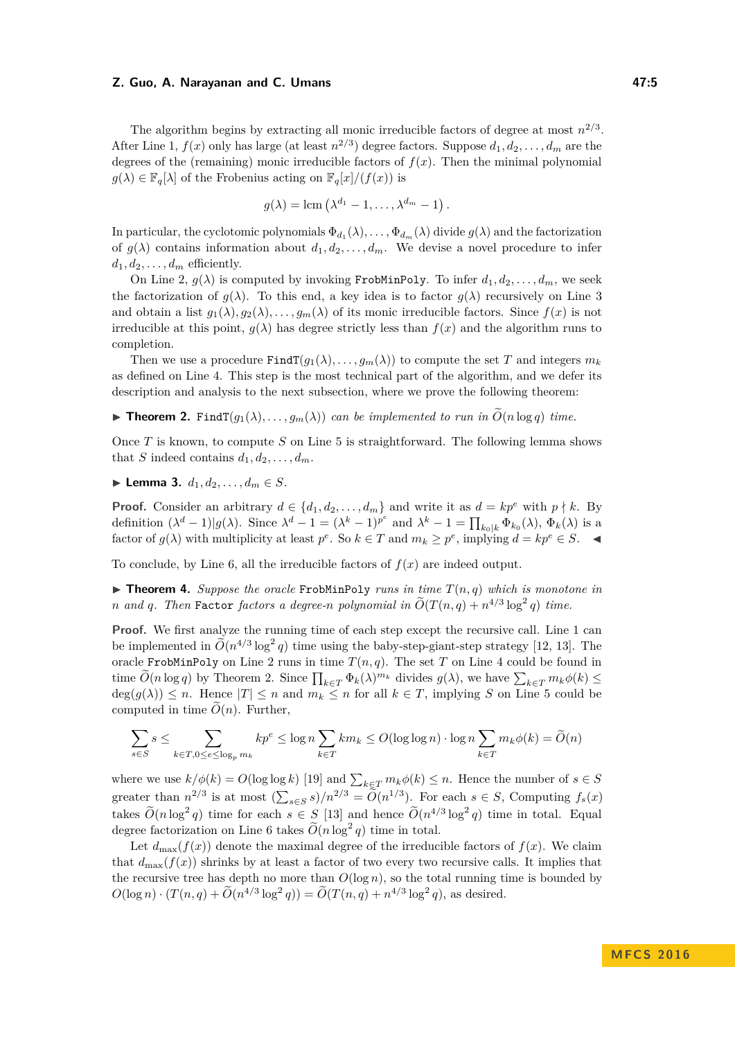The algorithm begins by extracting all monic irreducible factors of degree at most $n^{2/3}$. After Line 1, $f(x)$ only has large (at least $n^{2/3}$) degree factors. Suppose $d_1, d_2, \ldots, d_m$ are the degrees of the (remaining) monic irreducible factors of $f(x)$. Then the minimal polynomial $g(\lambda) \in \mathbb{F}_q[\lambda]$ of the Frobenius acting on $\mathbb{F}_q[x]/(f(x))$ is

$$g(\lambda) = \operatorname{lcm}\left(\lambda^{d_1} - 1, \ldots, \lambda^{d_m} - 1\right).$$

In particular, the cyclotomic polynomials $\Phi_{d_1}(\lambda), \ldots, \Phi_{d_m}(\lambda)$ divide $g(\lambda)$ and the factorization of $g(\lambda)$ contains information about $d_1, d_2, \ldots, d_m$. We devise a novel procedure to infer $d_1, d_2, \ldots, d_m$ efficiently.

On Line 2, $g(\lambda)$ is computed by invoking `FrobMinPoly`. To infer $d_1, d_2, \ldots, d_m$, we seek the factorization of $g(\lambda)$. To this end, a key idea is to factor $g(\lambda)$ recursively on Line 3 and obtain a list $g_1(\lambda), g_2(\lambda), \ldots, g_m(\lambda)$ of its monic irreducible factors. Since $f(x)$ is not irreducible at this point, $g(\lambda)$ has degree strictly less than $f(x)$ and the algorithm runs to completion.

Then we use a procedure `FindT`$(g_1(\lambda), \ldots, g_m(\lambda))$ to compute the set $T$ and integers $m_k$ as defined on Line 4. This step is the most technical part of the algorithm, and we defer its description and analysis to the next subsection, where we prove the following theorem:

▶ **Theorem 2.** *`FindT`$(g_1(\lambda), \ldots, g_m(\lambda))$ can be implemented to run in $\widetilde{O}(n \log q)$ time.*

Once $T$ is known, to compute $S$ on Line 5 is straightforward. The following lemma shows that $S$ indeed contains $d_1, d_2, \ldots, d_m$.

▶ **Lemma 3.** $d_1, d_2, \ldots, d_m \in S$.

**Proof.** Consider an arbitrary $d \in \{d_1, d_2, \ldots, d_m\}$ and write it as $d = kp^e$ with $p \nmid k$. By definition $(\lambda^d - 1) | g(\lambda)$. Since $\lambda^d - 1 = (\lambda^k - 1)^{p^e}$ and $\lambda^k - 1 = \prod_{k_0|k} \Phi_{k_0}(\lambda)$, $\Phi_k(\lambda)$ is a factor of $g(\lambda)$ with multiplicity at least $p^e$. So $k \in T$ and $m_k \geq p^e$, implying $d = kp^e \in S$. ◀

To conclude, by Line 6, all the irreducible factors of $f(x)$ are indeed output.

▶ **Theorem 4.** *Suppose the oracle `FrobMinPoly` runs in time $T(n, q)$ which is monotone in $n$ and $q$. Then `Factor` factors a degree-$n$ polynomial in $\widetilde{O}(T(n, q) + n^{4/3} \log^2 q)$ time.*

**Proof.** We first analyze the running time of each step except the recursive call. Line 1 can be implemented in $\widetilde{O}(n^{4/3} \log^2 q)$ time using the baby-step-giant-step strategy [12, 13]. The oracle `FrobMinPoly` on Line 2 runs in time $T(n, q)$. The set $T$ on Line 4 could be found in time $\widetilde{O}(n \log q)$ by Theorem 2. Since $\prod_{k \in T} \Phi_k(\lambda)^{m_k}$ divides $g(\lambda)$, we have $\sum_{k \in T} m_k \phi(k) \leq \deg(g(\lambda)) \leq n$. Hence $|T| \leq n$ and $m_k \leq n$ for all $k \in T$, implying $S$ on Line 5 could be computed in time $\widetilde{O}(n)$. Further,

$$\sum_{s \in S} s \leq \sum_{k \in T, 0 \leq e \leq \log_p m_k} kp^e \leq \log n \sum_{k \in T} km_k \leq O(\log \log n) \cdot \log n \sum_{k \in T} m_k \phi(k) = \widetilde{O}(n)$$

where we use $k/\phi(k) = O(\log \log k)$ [19] and $\sum_{k \in T} m_k \phi(k) \leq n$. Hence the number of $s \in S$ greater than $n^{2/3}$ is at most $(\sum_{s \in S} s)/n^{2/3} = \widetilde{O}(n^{1/3})$. For each $s \in S$, Computing $f_s(x)$ takes $\widetilde{O}(n \log^2 q)$ time for each $s \in S$ [13] and hence $\widetilde{O}(n^{4/3} \log^2 q)$ time in total. Equal degree factorization on Line 6 takes $\widetilde{O}(n \log^2 q)$ time in total.

Let $d_{\max}(f(x))$ denote the maximal degree of the irreducible factors of $f(x)$. We claim that $d_{\max}(f(x))$ shrinks by at least a factor of two every two recursive calls. It implies that the recursive tree has depth no more than $O(\log n)$, so the total running time is bounded by $O(\log n) \cdot (T(n, q) + \widetilde{O}(n^{4/3} \log^2 q)) = \widetilde{O}(T(n, q) + n^{4/3} \log^2 q)$, as desired.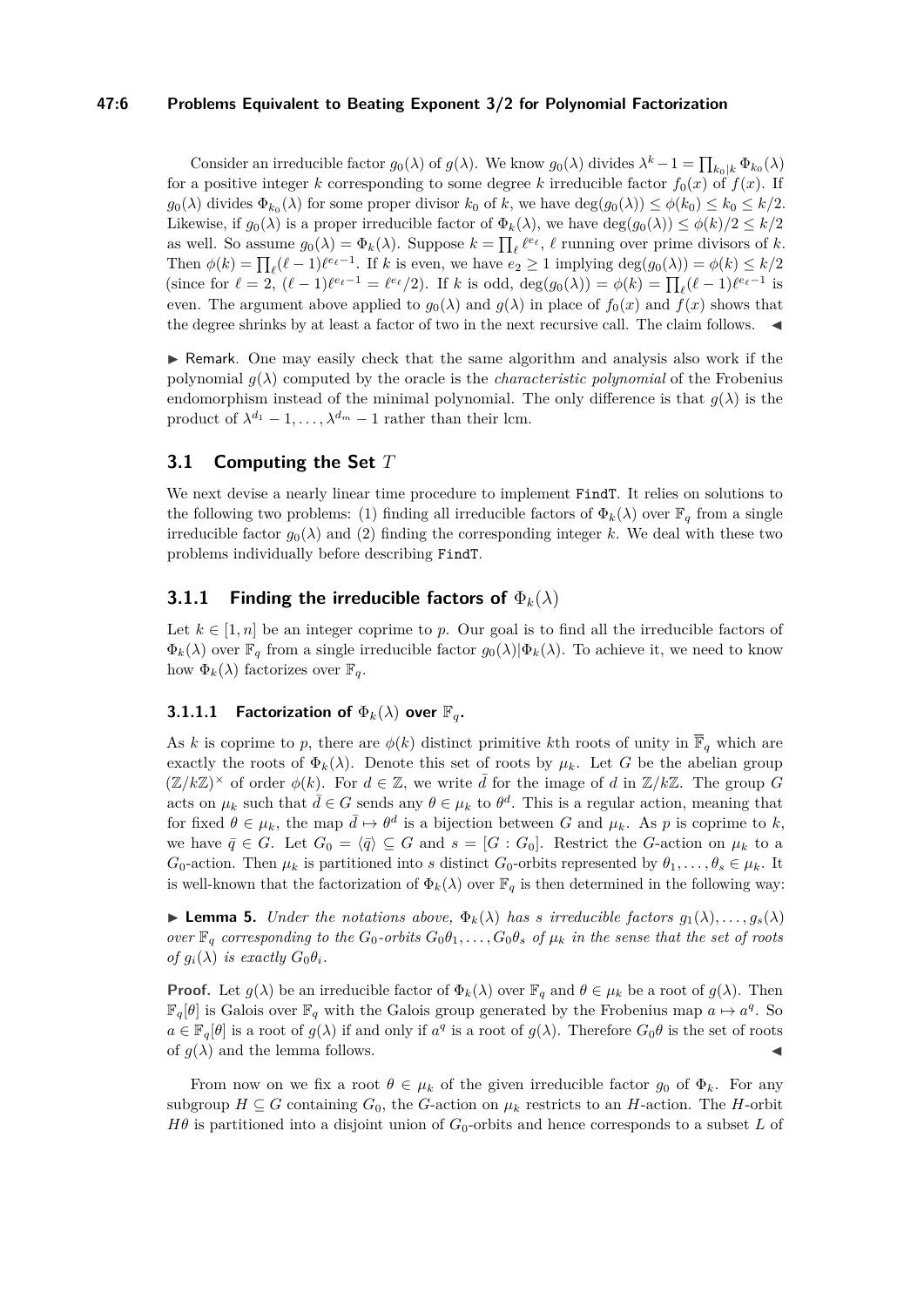Consider an irreducible factor $g_0(\lambda)$ of $g(\lambda)$. We know $g_0(\lambda)$ divides $\lambda^k - 1 = \prod_{k_0|k} \Phi_{k_0}(\lambda)$ for a positive integer $k$ corresponding to some degree $k$ irreducible factor $f_0(x)$ of $f(x)$. If $g_0(\lambda)$ divides $\Phi_{k_0}(\lambda)$ for some proper divisor $k_0$ of $k$, we have $\deg(g_0(\lambda)) \leq \phi(k_0) \leq k_0 \leq k/2$. Likewise, if $g_0(\lambda)$ is a proper irreducible factor of $\Phi_k(\lambda)$, we have $\deg(g_0(\lambda)) \leq \phi(k)/2 \leq k/2$ as well. So assume $g_0(\lambda) = \Phi_k(\lambda)$. Suppose $k = \prod_\ell \ell^{e_\ell}$, $\ell$ running over prime divisors of $k$. Then $\phi(k) = \prod_\ell (\ell - 1)\ell^{e_\ell - 1}$. If $k$ is even, we have $e_2 \geq 1$ implying $\deg(g_0(\lambda)) = \phi(k) \leq k/2$ (since for $\ell = 2$, $(\ell-1)\ell^{e_\ell - 1} = \ell^{e_\ell}/2$). If $k$ is odd, $\deg(g_0(\lambda)) = \phi(k) = \prod_\ell (\ell-1)\ell^{e_\ell - 1}$ is even. The argument above applied to $g_0(\lambda)$ and $g(\lambda)$ in place of $f_0(x)$ and $f(x)$ shows that the degree shrinks by at least a factor of two in the next recursive call. The claim follows. ◀

▶ Remark. One may easily check that the same algorithm and analysis also work if the polynomial $g(\lambda)$ computed by the oracle is the *characteristic polynomial* of the Frobenius endomorphism instead of the minimal polynomial. The only difference is that $g(\lambda)$ is the product of $\lambda^{d_1} - 1, \ldots, \lambda^{d_m} - 1$ rather than their lcm.

## 3.1 Computing the Set $T$

We next devise a nearly linear time procedure to implement `FindT`. It relies on solutions to the following two problems: (1) finding all irreducible factors of $\Phi_k(\lambda)$ over $\mathbb{F}_q$ from a single irreducible factor $g_0(\lambda)$ and (2) finding the corresponding integer $k$. We deal with these two problems individually before describing `FindT`.

### 3.1.1 Finding the irreducible factors of $\Phi_k(\lambda)$

Let $k \in [1, n]$ be an integer coprime to $p$. Our goal is to find all the irreducible factors of $\Phi_k(\lambda)$ over $\mathbb{F}_q$ from a single irreducible factor $g_0(\lambda) | \Phi_k(\lambda)$. To achieve it, we need to know how $\Phi_k(\lambda)$ factorizes over $\mathbb{F}_q$.

#### 3.1.1.1 Factorization of $\Phi_k(\lambda)$ over $\mathbb{F}_q$.

As $k$ is coprime to $p$, there are $\phi(k)$ distinct primitive $k$th roots of unity in $\overline{\mathbb{F}}_q$ which are exactly the roots of $\Phi_k(\lambda)$. Denote this set of roots by $\mu_k$. Let $G$ be the abelian group $(\mathbb{Z}/k\mathbb{Z})^\times$ of order $\phi(k)$. For $d \in \mathbb{Z}$, we write $\bar{d}$ for the image of $d$ in $\mathbb{Z}/k\mathbb{Z}$. The group $G$ acts on $\mu_k$ such that $\bar{d} \in G$ sends any $\theta \in \mu_k$ to $\theta^d$. This is a regular action, meaning that for fixed $\theta \in \mu_k$, the map $\bar{d} \mapsto \theta^d$ is a bijection between $G$ and $\mu_k$. As $p$ is coprime to $k$, we have $\bar{q} \in G$. Let $G_0 = \langle \bar{q} \rangle \subseteq G$ and $s = [G : G_0]$. Restrict the $G$-action on $\mu_k$ to a $G_0$-action. Then $\mu_k$ is partitioned into $s$ distinct $G_0$-orbits represented by $\theta_1, \ldots, \theta_s \in \mu_k$. It is well-known that the factorization of $\Phi_k(\lambda)$ over $\mathbb{F}_q$ is then determined in the following way:

▶ **Lemma 5.** *Under the notations above, $\Phi_k(\lambda)$ has $s$ irreducible factors $g_1(\lambda), \ldots, g_s(\lambda)$ over $\mathbb{F}_q$ corresponding to the $G_0$-orbits $G_0\theta_1, \ldots, G_0\theta_s$ of $\mu_k$ in the sense that the set of roots of $g_i(\lambda)$ is exactly $G_0\theta_i$.*

**Proof.** Let $g(\lambda)$ be an irreducible factor of $\Phi_k(\lambda)$ over $\mathbb{F}_q$ and $\theta \in \mu_k$ be a root of $g(\lambda)$. Then $\mathbb{F}_q[\theta]$ is Galois over $\mathbb{F}_q$ with the Galois group generated by the Frobenius map $a \mapsto a^q$. So $a \in \mathbb{F}_q[\theta]$ is a root of $g(\lambda)$ if and only if $a^q$ is a root of $g(\lambda)$. Therefore $G_0\theta$ is the set of roots of $g(\lambda)$ and the lemma follows. ◀

From now on we fix a root $\theta \in \mu_k$ of the given irreducible factor $g_0$ of $\Phi_k$. For any subgroup $H \subseteq G$ containing $G_0$, the $G$-action on $\mu_k$ restricts to an $H$-action. The $H$-orbit $H\theta$ is partitioned into a disjoint union of $G_0$-orbits and hence corresponds to a subset $L$ of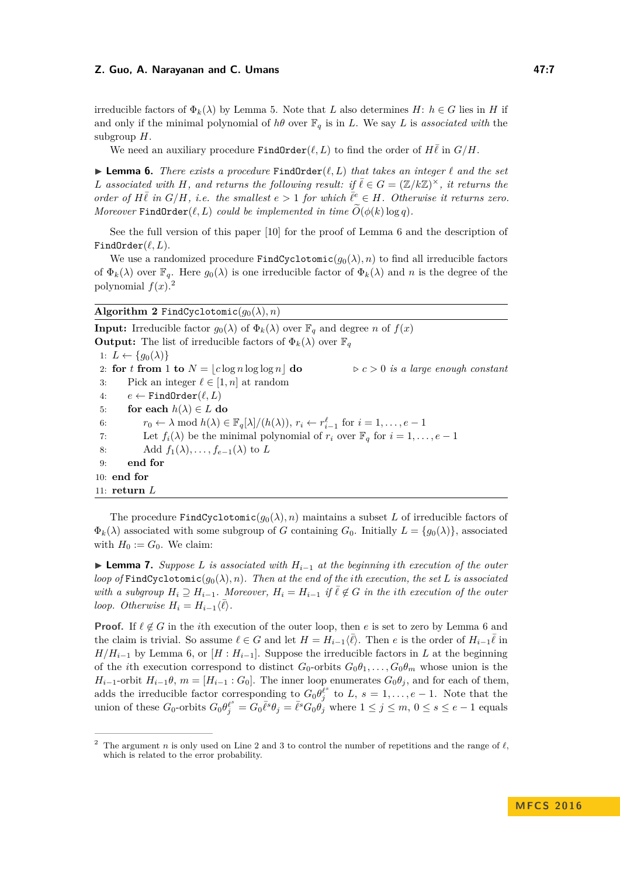irreducible factors of $\Phi_k(\lambda)$ by Lemma 5. Note that $L$ also determines $H$: $h \in G$ lies in $H$ if and only if the minimal polynomial of $h\theta$ over $\mathbb{F}_q$ is in $L$. We say $L$ is *associated with* the subgroup $H$.

We need an auxiliary procedure `FindOrder`$(\ell, L)$ to find the order of $H\bar{\ell}$ in $G/H$.

▶ **Lemma 6.** *There exists a procedure* `FindOrder`$(\ell, L)$ *that takes an integer $\ell$ and the set $L$ associated with $H$, and returns the following result: if $\bar{\ell} \in G = (\mathbb{Z}/k\mathbb{Z})^\times$, it returns the order of $H\bar{\ell}$ in $G/H$, i.e. the smallest $e > 1$ for which $\bar{\ell}^e \in H$. Otherwise it returns zero. Moreover* `FindOrder`$(\ell, L)$ *could be implemented in time $\widetilde{O}(\phi(k)\log q)$.*

See the full version of this paper [10] for the proof of Lemma 6 and the description of `FindOrder`$(\ell, L)$.

We use a randomized procedure `FindCyclotomic`$(g_0(\lambda), n)$ to find all irreducible factors of $\Phi_k(\lambda)$ over $\mathbb{F}_q$. Here $g_0(\lambda)$ is one irreducible factor of $\Phi_k(\lambda)$ and $n$ is the degree of the polynomial $f(x)$.[2]

**Algorithm 2** `FindCyclotomic`$(g_0(\lambda), n)$

**Input:** Irreducible factor $g_0(\lambda)$ of $\Phi_k(\lambda)$ over $\mathbb{F}_q$ and degree $n$ of $f(x)$
**Output:** The list of irreducible factors of $\Phi_k(\lambda)$ over $\mathbb{F}_q$

1: $L \leftarrow \{g_0(\lambda)\}$
2: **for** $t$ **from** 1 **to** $N = \lfloor c \log n \log\log n \rfloor$ **do** ▷ *$c > 0$ is a large enough constant*
3: Pick an integer $\ell \in [1, n]$ at random
4: $e \leftarrow$ `FindOrder`$(\ell, L)$
5: **for each** $h(\lambda) \in L$ **do**
6: $r_0 \leftarrow \lambda \bmod h(\lambda) \in \mathbb{F}_q[\lambda]/(h(\lambda))$, $r_i \leftarrow r_{i-1}^{\ell}$ for $i = 1, \ldots, e-1$
7: Let $f_i(\lambda)$ be the minimal polynomial of $r_i$ over $\mathbb{F}_q$ for $i = 1, \ldots, e-1$
8: Add $f_1(\lambda), \ldots, f_{e-1}(\lambda)$ to $L$
9: **end for**
10: **end for**
11: **return** $L$

The procedure `FindCyclotomic`$(g_0(\lambda), n)$ maintains a subset $L$ of irreducible factors of $\Phi_k(\lambda)$ associated with some subgroup of $G$ containing $G_0$. Initially $L = \{g_0(\lambda)\}$, associated with $H_0 := G_0$. We claim:

▶ **Lemma 7.** *Suppose $L$ is associated with $H_{i-1}$ at the beginning $i$th execution of the outer loop of* `FindCyclotomic`$(g_0(\lambda), n)$*. Then at the end of the $i$th execution, the set $L$ is associated with a subgroup $H_i \supseteq H_{i-1}$. Moreover, $H_i = H_{i-1}$ if $\bar{\ell} \notin G$ in the $i$th execution of the outer loop. Otherwise $H_i = H_{i-1}\langle\bar{\ell}\rangle$.*

**Proof.** If $\ell \notin G$ in the $i$th execution of the outer loop, then $e$ is set to zero by Lemma 6 and the claim is trivial. So assume $\ell \in G$ and let $H = H_{i-1}\langle\bar{\ell}\rangle$. Then $e$ is the order of $H_{i-1}\bar{\ell}$ in $H/H_{i-1}$ by Lemma 6, or $[H : H_{i-1}]$. Suppose the irreducible factors in $L$ at the beginning of the $i$th execution correspond to distinct $G_0$-orbits $G_0\theta_1, \ldots, G_0\theta_m$ whose union is the $H_{i-1}$-orbit $H_{i-1}\theta$, $m = [H_{i-1} : G_0]$. The inner loop enumerates $G_0\theta_j$, and for each of them, adds the irreducible factor corresponding to $G_0\theta_j^{\ell^s}$ to $L$, $s = 1, \ldots, e-1$. Note that the union of these $G_0$-orbits $G_0\theta_j^{\ell^s} = G_0\bar{\ell}^s\theta_j = \bar{\ell}^s G_0\theta_j$ where $1 \le j \le m$, $0 \le s \le e-1$ equals

[2] The argument $n$ is only used on Line 2 and 3 to control the number of repetitions and the range of $\ell$, which is related to the error probability.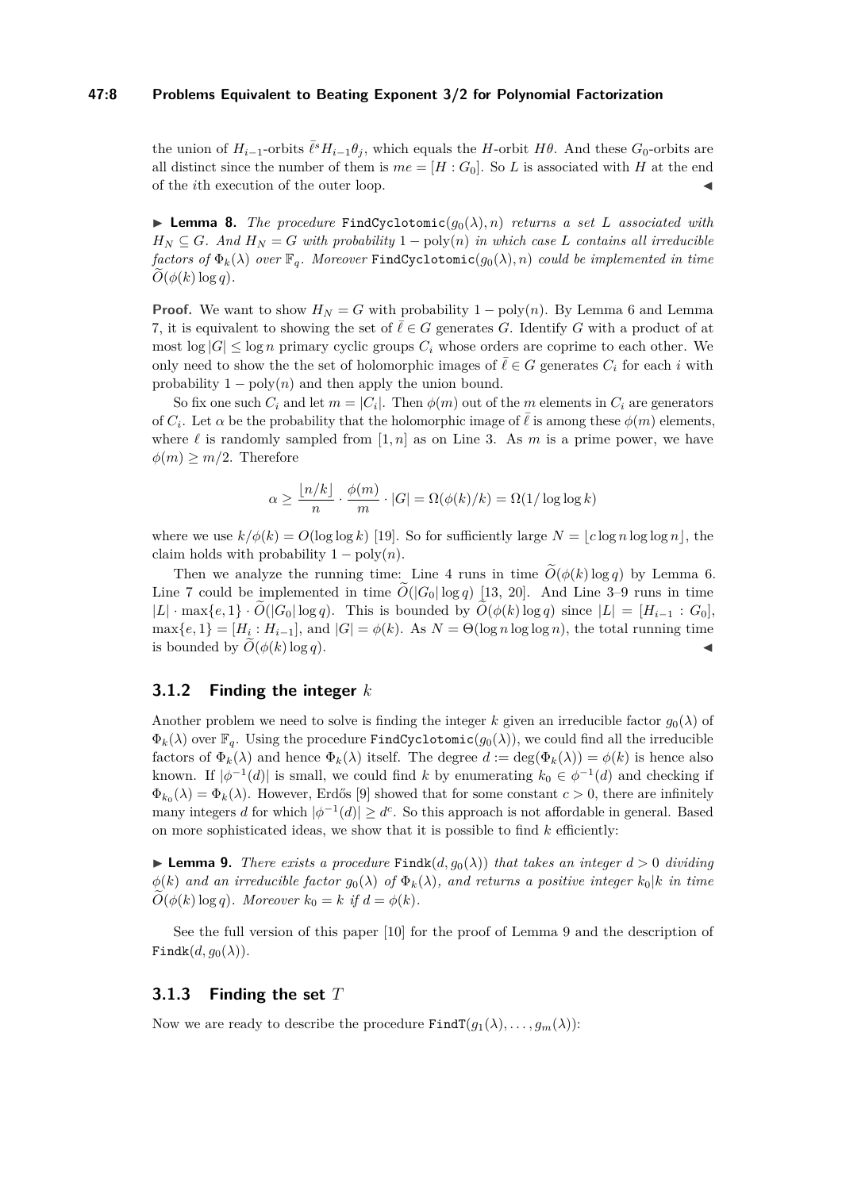the union of $H_{i-1}$-orbits $\bar{\ell}^s H_{i-1}\theta_j$, which equals the $H$-orbit $H\theta$. And these $G_0$-orbits are all distinct since the number of them is $me = [H : G_0]$. So $L$ is associated with $H$ at the end of the $i$th execution of the outer loop. ◀

▶ **Lemma 8.** *The procedure* `FindCyclotomic`$(g_0(\lambda), n)$ *returns a set* $L$ *associated with* $H_N \subseteq G$*. And* $H_N = G$ *with probability* $1 - \text{poly}(n)$ *in which case* $L$ *contains all irreducible factors of* $\Phi_k(\lambda)$ *over* $\mathbb{F}_q$*. Moreover* `FindCyclotomic`$(g_0(\lambda), n)$ *could be implemented in time* $\widetilde{O}(\phi(k)\log q)$*.*

**Proof.** We want to show $H_N = G$ with probability $1 - \text{poly}(n)$. By Lemma 6 and Lemma 7, it is equivalent to showing the set of $\bar{\ell} \in G$ generates $G$. Identify $G$ with a product of at most $\log|G| \leq \log n$ primary cyclic groups $C_i$ whose orders are coprime to each other. We only need to show the the set of holomorphic images of $\bar{\ell} \in G$ generates $C_i$ for each $i$ with probability $1 - \text{poly}(n)$ and then apply the union bound.

So fix one such $C_i$ and let $m = |C_i|$. Then $\phi(m)$ out of the $m$ elements in $C_i$ are generators of $C_i$. Let $\alpha$ be the probability that the holomorphic image of $\bar{\ell}$ is among these $\phi(m)$ elements, where $\ell$ is randomly sampled from $[1, n]$ as on Line 3. As $m$ is a prime power, we have $\phi(m) \geq m/2$. Therefore

$$\alpha \geq \frac{\lfloor n/k \rfloor}{n} \cdot \frac{\phi(m)}{m} \cdot |G| = \Omega(\phi(k)/k) = \Omega(1/\log\log k)$$

where we use $k/\phi(k) = O(\log\log k)$ [19]. So for sufficiently large $N = \lfloor c \log n \log\log n \rfloor$, the claim holds with probability $1 - \text{poly}(n)$.

Then we analyze the running time: Line 4 runs in time $\widetilde{O}(\phi(k)\log q)$ by Lemma 6. Line 7 could be implemented in time $\widetilde{O}(|G_0|\log q)$ [13, 20]. And Line 3–9 runs in time $|L| \cdot \max\{e, 1\} \cdot \widetilde{O}(|G_0|\log q)$. This is bounded by $\widetilde{O}(\phi(k)\log q)$ since $|L| = [H_{i-1} : G_0]$, $\max\{e, 1\} = [H_i : H_{i-1}]$, and $|G| = \phi(k)$. As $N = \Theta(\log n \log\log n)$, the total running time is bounded by $\widetilde{O}(\phi(k)\log q)$. ◀

### 3.1.2 Finding the integer $k$

Another problem we need to solve is finding the integer $k$ given an irreducible factor $g_0(\lambda)$ of $\Phi_k(\lambda)$ over $\mathbb{F}_q$. Using the procedure `FindCyclotomic`$(g_0(\lambda))$, we could find all the irreducible factors of $\Phi_k(\lambda)$ and hence $\Phi_k(\lambda)$ itself. The degree $d := \deg(\Phi_k(\lambda)) = \phi(k)$ is hence also known. If $|\phi^{-1}(d)|$ is small, we could find $k$ by enumerating $k_0 \in \phi^{-1}(d)$ and checking if $\Phi_{k_0}(\lambda) = \Phi_k(\lambda)$. However, Erdős [9] showed that for some constant $c > 0$, there are infinitely many integers $d$ for which $|\phi^{-1}(d)| \geq d^c$. So this approach is not affordable in general. Based on more sophisticated ideas, we show that it is possible to find $k$ efficiently:

▶ **Lemma 9.** *There exists a procedure* `Findk`$(d, g_0(\lambda))$ *that takes an integer* $d > 0$ *dividing* $\phi(k)$ *and an irreducible factor* $g_0(\lambda)$ *of* $\Phi_k(\lambda)$*, and returns a positive integer* $k_0 | k$ *in time* $\widetilde{O}(\phi(k)\log q)$*. Moreover* $k_0 = k$ *if* $d = \phi(k)$*.*

See the full version of this paper [10] for the proof of Lemma 9 and the description of `Findk`$(d, g_0(\lambda))$.

### 3.1.3 Finding the set $T$

Now we are ready to describe the procedure `FindT`$(g_1(\lambda), \ldots, g_m(\lambda))$: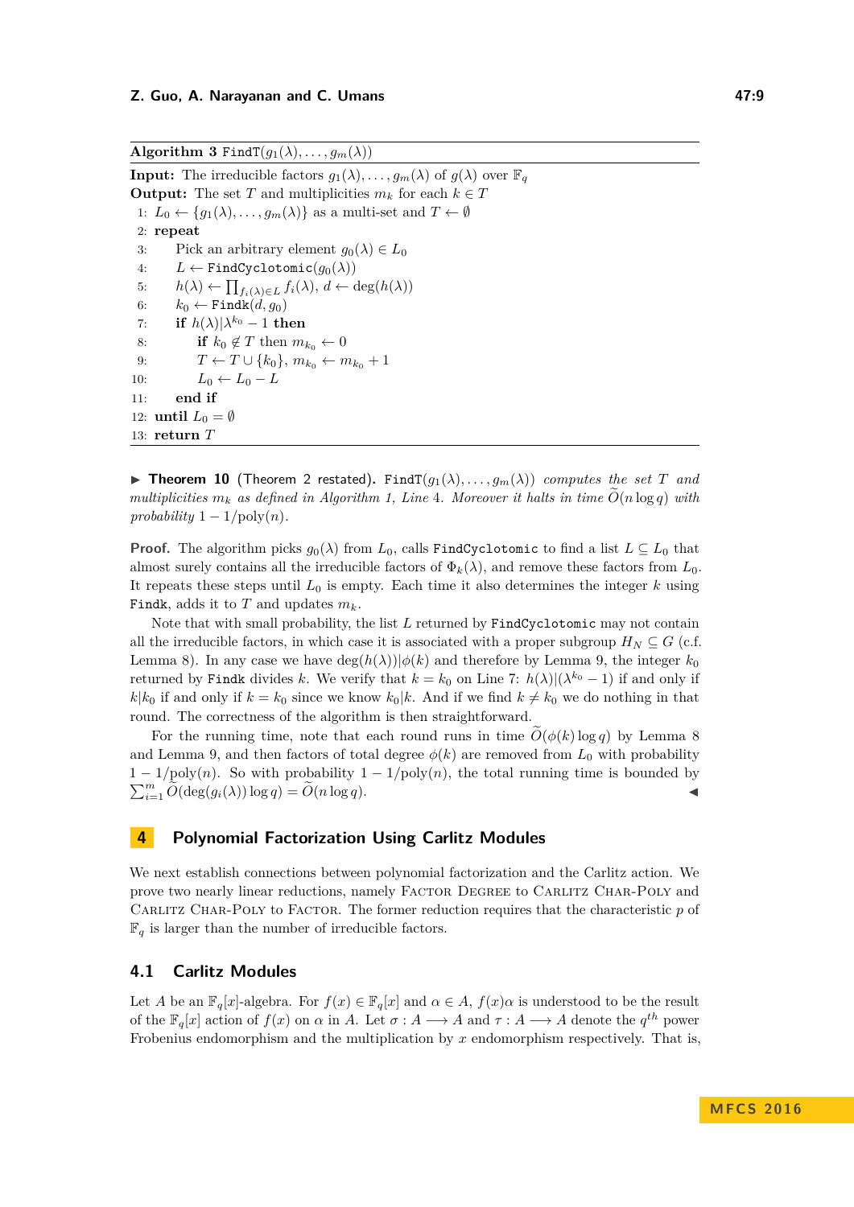**Algorithm 3** `FindT`$(g_1(\lambda), \ldots, g_m(\lambda))$

**Input:** The irreducible factors $g_1(\lambda), \ldots, g_m(\lambda)$ of $g(\lambda)$ over $\mathbb{F}_q$
**Output:** The set $T$ and multiplicities $m_k$ for each $k \in T$

1: $L_0 \leftarrow \{g_1(\lambda), \ldots, g_m(\lambda)\}$ as a multi-set and $T \leftarrow \emptyset$
2: **repeat**
3: Pick an arbitrary element $g_0(\lambda) \in L_0$
4: $L \leftarrow$ `FindCyclotomic`$(g_0(\lambda))$
5: $h(\lambda) \leftarrow \prod_{f_i(\lambda) \in L} f_i(\lambda)$, $d \leftarrow \deg(h(\lambda))$
6: $k_0 \leftarrow$ `Findk`$(d, g_0)$
7: **if** $h(\lambda) | \lambda^{k_0} - 1$ **then**
8: **if** $k_0 \notin T$ then $m_{k_0} \leftarrow 0$
9: $T \leftarrow T \cup \{k_0\}$, $m_{k_0} \leftarrow m_{k_0} + 1$
10: $L_0 \leftarrow L_0 - L$
11: **end if**
12: **until** $L_0 = \emptyset$
13: **return** $T$

▶ **Theorem 10** (Theorem 2 restated). *`FindT`$(g_1(\lambda), \ldots, g_m(\lambda))$ computes the set $T$ and multiplicities $m_k$ as defined in Algorithm 1, Line 4. Moreover it halts in time $\widetilde{O}(n \log q)$ with probability $1 - 1/\text{poly}(n)$.*

**Proof.** The algorithm picks $g_0(\lambda)$ from $L_0$, calls `FindCyclotomic` to find a list $L \subseteq L_0$ that almost surely contains all the irreducible factors of $\Phi_k(\lambda)$, and remove these factors from $L_0$. It repeats these steps until $L_0$ is empty. Each time it also determines the integer $k$ using `Findk`, adds it to $T$ and updates $m_k$.

Note that with small probability, the list $L$ returned by `FindCyclotomic` may not contain all the irreducible factors, in which case it is associated with a proper subgroup $H_N \subseteq G$ (c.f. Lemma 8). In any case we have $\deg(h(\lambda)) | \phi(k)$ and therefore by Lemma 9, the integer $k_0$ returned by `Findk` divides $k$. We verify that $k = k_0$ on Line 7: $h(\lambda) | (\lambda^{k_0} - 1)$ if and only if $k | k_0$ if and only if $k = k_0$ since we know $k_0 | k$. And if we find $k \neq k_0$ we do nothing in that round. The correctness of the algorithm is then straightforward.

For the running time, note that each round runs in time $\widetilde{O}(\phi(k) \log q)$ by Lemma 8 and Lemma 9, and then factors of total degree $\phi(k)$ are removed from $L_0$ with probability $1 - 1/\text{poly}(n)$. So with probability $1 - 1/\text{poly}(n)$, the total running time is bounded by $\sum_{i=1}^{m} \widetilde{O}(\deg(g_i(\lambda)) \log q) = \widetilde{O}(n \log q)$. ◀

## 4 Polynomial Factorization Using Carlitz Modules

We next establish connections between polynomial factorization and the Carlitz action. We prove two nearly linear reductions, namely Factor Degree to Carlitz Char-Poly and Carlitz Char-Poly to Factor. The former reduction requires that the characteristic $p$ of $\mathbb{F}_q$ is larger than the number of irreducible factors.

### 4.1 Carlitz Modules

Let $A$ be an $\mathbb{F}_q[x]$-algebra. For $f(x) \in \mathbb{F}_q[x]$ and $\alpha \in A$, $f(x)\alpha$ is understood to be the result of the $\mathbb{F}_q[x]$ action of $f(x)$ on $\alpha$ in $A$. Let $\sigma : A \longrightarrow A$ and $\tau : A \longrightarrow A$ denote the $q^{th}$ power Frobenius endomorphism and the multiplication by $x$ endomorphism respectively. That is,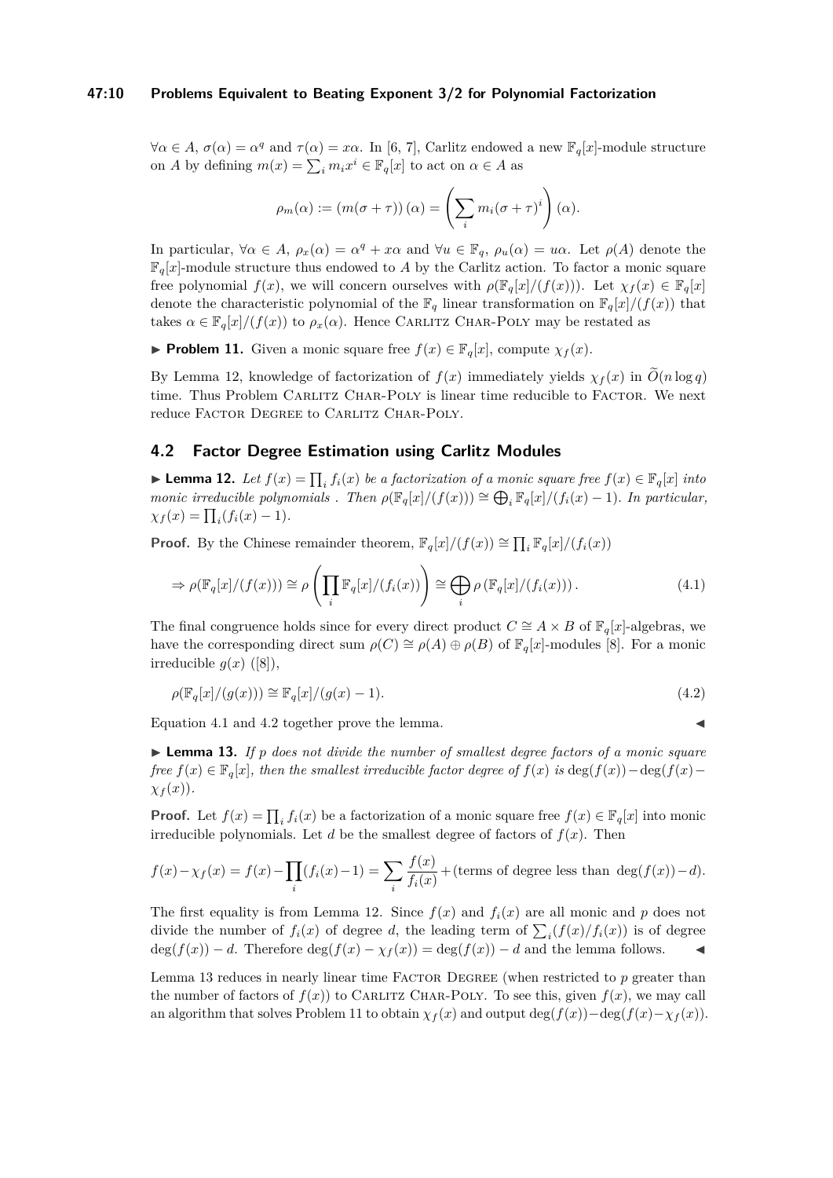$\forall \alpha \in A$, $\sigma(\alpha) = \alpha^q$ and $\tau(\alpha) = x\alpha$. In [6, 7], Carlitz endowed a new $\mathbb{F}_q[x]$-module structure on $A$ by defining $m(x) = \sum_i m_i x^i \in \mathbb{F}_q[x]$ to act on $\alpha \in A$ as

$$\rho_m(\alpha) := (m(\sigma + \tau))(\alpha) = \left(\sum_i m_i (\sigma + \tau)^i\right)(\alpha).$$

In particular, $\forall \alpha \in A$, $\rho_x(\alpha) = \alpha^q + x\alpha$ and $\forall u \in \mathbb{F}_q$, $\rho_u(\alpha) = u\alpha$. Let $\rho(A)$ denote the $\mathbb{F}_q[x]$-module structure thus endowed to $A$ by the Carlitz action. To factor a monic square free polynomial $f(x)$, we will concern ourselves with $\rho(\mathbb{F}_q[x]/(f(x)))$. Let $\chi_f(x) \in \mathbb{F}_q[x]$ denote the characteristic polynomial of the $\mathbb{F}_q$ linear transformation on $\mathbb{F}_q[x]/(f(x))$ that takes $\alpha \in \mathbb{F}_q[x]/(f(x))$ to $\rho_x(\alpha)$. Hence CARLITZ CHAR-POLY may be restated as

▶ **Problem 11.** Given a monic square free $f(x) \in \mathbb{F}_q[x]$, compute $\chi_f(x)$.

By Lemma 12, knowledge of factorization of $f(x)$ immediately yields $\chi_f(x)$ in $\widetilde{O}(n \log q)$ time. Thus Problem CARLITZ CHAR-POLY is linear time reducible to FACTOR. We next reduce FACTOR DEGREE to CARLITZ CHAR-POLY.

## 4.2 Factor Degree Estimation using Carlitz Modules

▶ **Lemma 12.** *Let $f(x) = \prod_i f_i(x)$ be a factorization of a monic square free $f(x) \in \mathbb{F}_q[x]$ into monic irreducible polynomials . Then $\rho(\mathbb{F}_q[x]/(f(x))) \cong \bigoplus_i \mathbb{F}_q[x]/(f_i(x) - 1)$. In particular, $\chi_f(x) = \prod_i (f_i(x) - 1)$.*

**Proof.** By the Chinese remainder theorem, $\mathbb{F}_q[x]/(f(x)) \cong \prod_i \mathbb{F}_q[x]/(f_i(x))$

$$\Rightarrow \rho(\mathbb{F}_q[x]/(f(x))) \cong \rho\left(\prod_i \mathbb{F}_q[x]/(f_i(x))\right) \cong \bigoplus_i \rho\left(\mathbb{F}_q[x]/(f_i(x))\right). \tag{4.1}$$

The final congruence holds since for every direct product $C \cong A \times B$ of $\mathbb{F}_q[x]$-algebras, we have the corresponding direct sum $\rho(C) \cong \rho(A) \oplus \rho(B)$ of $\mathbb{F}_q[x]$-modules [8]. For a monic irreducible $g(x)$ ([8]),

$$\rho(\mathbb{F}_q[x]/(g(x))) \cong \mathbb{F}_q[x]/(g(x) - 1). \tag{4.2}$$

Equation 4.1 and 4.2 together prove the lemma. ◀

▶ **Lemma 13.** *If $p$ does not divide the number of smallest degree factors of a monic square free $f(x) \in \mathbb{F}_q[x]$, then the smallest irreducible factor degree of $f(x)$ is $\deg(f(x)) - \deg(f(x) - \chi_f(x))$.*

**Proof.** Let $f(x) = \prod_i f_i(x)$ be a factorization of a monic square free $f(x) \in \mathbb{F}_q[x]$ into monic irreducible polynomials. Let $d$ be the smallest degree of factors of $f(x)$. Then

$$f(x) - \chi_f(x) = f(x) - \prod_i (f_i(x) - 1) = \sum_i \frac{f(x)}{f_i(x)} + (\text{terms of degree less than } \deg(f(x)) - d).$$

The first equality is from Lemma 12. Since $f(x)$ and $f_i(x)$ are all monic and $p$ does not divide the number of $f_i(x)$ of degree $d$, the leading term of $\sum_i (f(x)/f_i(x))$ is of degree $\deg(f(x)) - d$. Therefore $\deg(f(x) - \chi_f(x)) = \deg(f(x)) - d$ and the lemma follows. ◀

Lemma 13 reduces in nearly linear time FACTOR DEGREE (when restricted to $p$ greater than the number of factors of $f(x)$) to CARLITZ CHAR-POLY. To see this, given $f(x)$, we may call an algorithm that solves Problem 11 to obtain $\chi_f(x)$ and output $\deg(f(x)) - \deg(f(x) - \chi_f(x))$.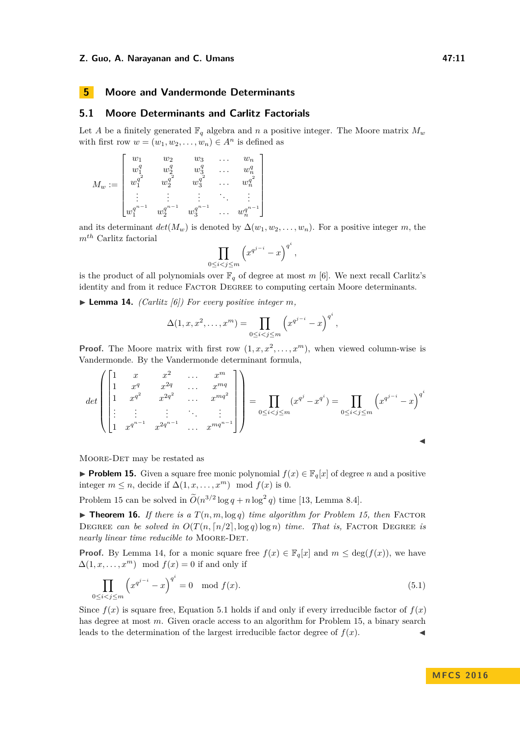# 5 Moore and Vandermonde Determinants

## 5.1 Moore Determinants and Carlitz Factorials

Let $A$ be a finitely generated $\mathbb{F}_q$ algebra and $n$ a positive integer. The Moore matrix $M_w$ with first row $w = (w_1, w_2, \ldots, w_n) \in A^n$ is defined as

$$M_w := \begin{bmatrix} w_1 & w_2 & w_3 & \ldots & w_n \\ w_1^q & w_2^q & w_3^q & \ldots & w_n^q \\ w_1^{q^2} & w_2^{q^2} & w_3^{q^2} & \ldots & w_n^{q^2} \\ \vdots & \vdots & \vdots & \ddots & \vdots \\ w_1^{q^{n-1}} & w_2^{q^{n-1}} & w_3^{q^{n-1}} & \ldots & w_n^{q^{n-1}} \end{bmatrix}$$

and its determinant $det(M_w)$ is denoted by $\Delta(w_1, w_2, \ldots, w_n)$. For a positive integer $m$, the $m^{th}$ Carlitz factorial

$$\prod_{0 \le i < j \le m} \left(x^{q^{j-i}} - x\right)^{q^i},$$

is the product of all polynomials over $\mathbb{F}_q$ of degree at most $m$ [6]. We next recall Carlitz's identity and from it reduce Factor Degree to computing certain Moore determinants.

▶ **Lemma 14.** *(Carlitz [6]) For every positive integer $m$,*

$$\Delta(1, x, x^2, \ldots, x^m) = \prod_{0 \le i < j \le m} \left(x^{q^{j-i}} - x\right)^{q^i},$$

**Proof.** The Moore matrix with first row $(1, x, x^2, \ldots, x^m)$, when viewed column-wise is Vandermonde. By the Vandermonde determinant formula,

$$det\left(\begin{bmatrix} 1 & x & x^2 & \ldots & x^m \\ 1 & x^q & x^{2q} & \ldots & x^{mq} \\ 1 & x^{q^2} & x^{2q^2} & \ldots & x^{mq^2} \\ \vdots & \vdots & \vdots & \ddots & \vdots \\ 1 & x^{q^{n-1}} & x^{2q^{n-1}} & \ldots & x^{mq^{n-1}} \end{bmatrix}\right) = \prod_{0 \le i < j \le m} (x^{q^j} - x^{q^i}) = \prod_{0 \le i < j \le m} \left(x^{q^{j-i}} - x\right)^{q^i}$$

◀

Moore-Det may be restated as

▶ **Problem 15.** Given a square free monic polynomial $f(x) \in \mathbb{F}_q[x]$ of degree $n$ and a positive integer $m \le n$, decide if $\Delta(1, x, \ldots, x^m) \mod f(x)$ is 0.

Problem 15 can be solved in $\widetilde{O}(n^{3/2} \log q + n \log^2 q)$ time [13, Lemma 8.4].

▶ **Theorem 16.** *If there is a $T(n, m, \log q)$ time algorithm for Problem 15, then* Factor Degree *can be solved in $O(T(n, \lceil n/2 \rceil, \log q) \log n)$ time. That is,* Factor Degree *is nearly linear time reducible to* Moore-Det.

**Proof.** By Lemma 14, for a monic square free $f(x) \in \mathbb{F}_q[x]$ and $m \le \deg(f(x))$, we have $\Delta(1, x, \ldots, x^m) \mod f(x) = 0$ if and only if

$$\prod_{0 \le i < j \le m} \left(x^{q^{j-i}} - x\right)^{q^i} = 0 \mod f(x). \tag{5.1}$$

Since $f(x)$ is square free, Equation 5.1 holds if and only if every irreducible factor of $f(x)$ has degree at most $m$. Given oracle access to an algorithm for Problem 15, a binary search leads to the determination of the largest irreducible factor degree of $f(x)$. ◀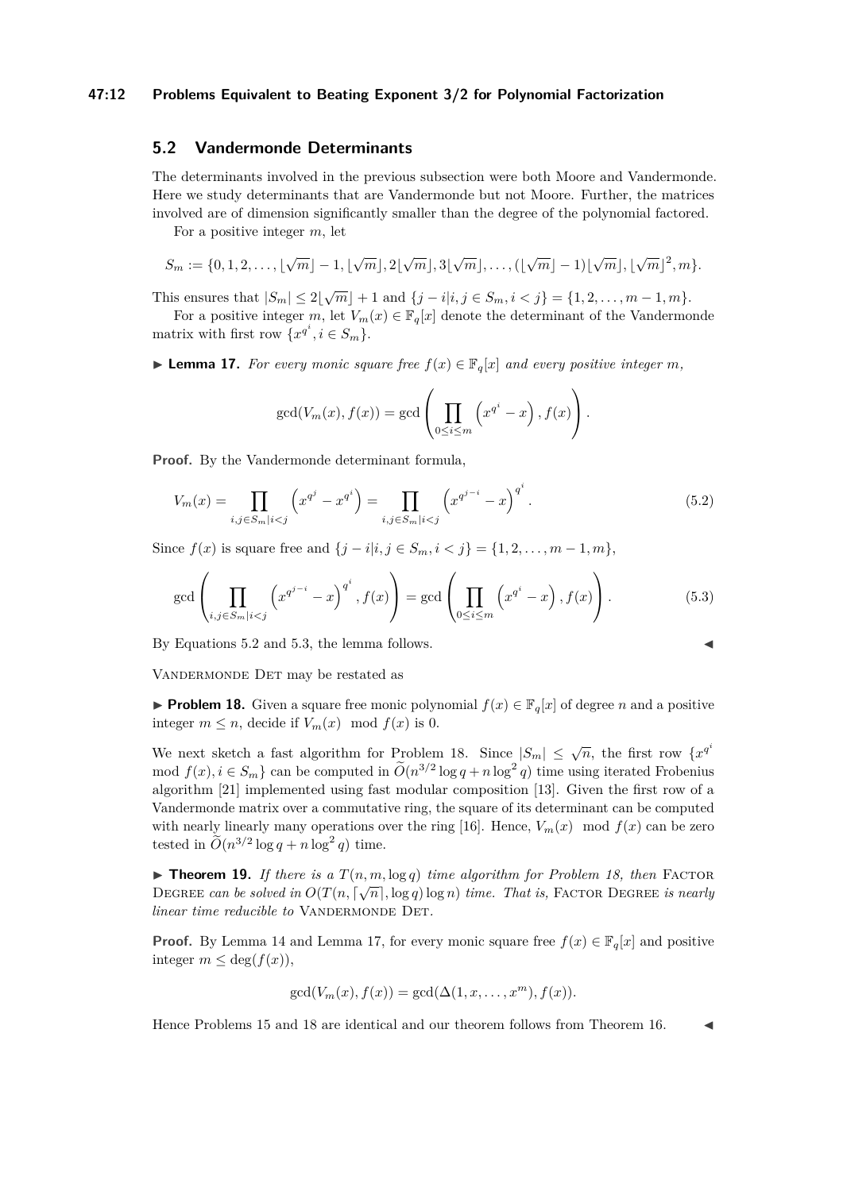## 5.2 Vandermonde Determinants

The determinants involved in the previous subsection were both Moore and Vandermonde. Here we study determinants that are Vandermonde but not Moore. Further, the matrices involved are of dimension significantly smaller than the degree of the polynomial factored.

For a positive integer $m$, let

$$S_m := \{0, 1, 2, \ldots, \lfloor\sqrt{m}\rfloor - 1, \lfloor\sqrt{m}\rfloor, 2\lfloor\sqrt{m}\rfloor, 3\lfloor\sqrt{m}\rfloor, \ldots, (\lfloor\sqrt{m}\rfloor - 1)\lfloor\sqrt{m}\rfloor, \lfloor\sqrt{m}\rfloor^2, m\}.$$

This ensures that $|S_m| \leq 2\lfloor\sqrt{m}\rfloor + 1$ and $\{j - i | i, j \in S_m, i < j\} = \{1, 2, \ldots, m-1, m\}$.

For a positive integer $m$, let $V_m(x) \in \mathbb{F}_q[x]$ denote the determinant of the Vandermonde matrix with first row $\{x^{q^i}, i \in S_m\}$.

▶ **Lemma 17.** *For every monic square free $f(x) \in \mathbb{F}_q[x]$ and every positive integer $m$,*

$$\gcd(V_m(x), f(x)) = \gcd\left(\prod_{0 \leq i \leq m} \left(x^{q^i} - x\right), f(x)\right).$$

**Proof.** By the Vandermonde determinant formula,

$$V_m(x) = \prod_{i,j \in S_m | i<j} \left(x^{q^j} - x^{q^i}\right) = \prod_{i,j \in S_m | i<j} \left(x^{q^{j-i}} - x\right)^{q^i}. \tag{5.2}$$

Since $f(x)$ is square free and $\{j - i | i, j \in S_m, i < j\} = \{1, 2, \ldots, m-1, m\}$,

$$\gcd\left(\prod_{i,j \in S_m | i<j} \left(x^{q^{j-i}} - x\right)^{q^i}, f(x)\right) = \gcd\left(\prod_{0 \leq i \leq m} \left(x^{q^i} - x\right), f(x)\right). \tag{5.3}$$

By Equations 5.2 and 5.3, the lemma follows. ◀

Vandermonde Det may be restated as

▶ **Problem 18.** Given a square free monic polynomial $f(x) \in \mathbb{F}_q[x]$ of degree $n$ and a positive integer $m \leq n$, decide if $V_m(x) \mod f(x)$ is 0.

We next sketch a fast algorithm for Problem 18. Since $|S_m| \leq \sqrt{n}$, the first row $\{x^{q^i} \mod f(x), i \in S_m\}$ can be computed in $\widetilde{O}(n^{3/2} \log q + n \log^2 q)$ time using iterated Frobenius algorithm [21] implemented using fast modular composition [13]. Given the first row of a Vandermonde matrix over a commutative ring, the square of its determinant can be computed with nearly linearly many operations over the ring [16]. Hence, $V_m(x) \mod f(x)$ can be zero tested in $\widetilde{O}(n^{3/2} \log q + n \log^2 q)$ time.

▶ **Theorem 19.** *If there is a $T(n, m, \log q)$ time algorithm for Problem 18, then* Factor Degree *can be solved in $O(T(n, \lceil\sqrt{n}\rceil, \log q) \log n)$ time. That is,* Factor Degree *is nearly linear time reducible to* Vandermonde Det.

**Proof.** By Lemma 14 and Lemma 17, for every monic square free $f(x) \in \mathbb{F}_q[x]$ and positive integer $m \leq \deg(f(x))$,

$$\gcd(V_m(x), f(x)) = \gcd(\Delta(1, x, \ldots, x^m), f(x)).$$

Hence Problems 15 and 18 are identical and our theorem follows from Theorem 16. ◀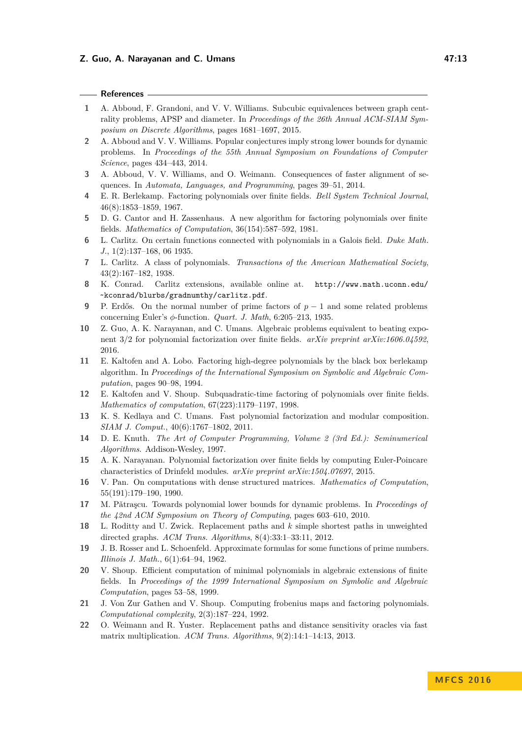## References

1. A. Abboud, F. Grandoni, and V. V. Williams. Subcubic equivalences between graph centrality problems, APSP and diameter. In *Proceedings of the 26th Annual ACM-SIAM Symposium on Discrete Algorithms*, pages 1681–1697, 2015.
2. A. Abboud and V. V. Williams. Popular conjectures imply strong lower bounds for dynamic problems. In *Proceedings of the 55th Annual Symposium on Foundations of Computer Science*, pages 434–443, 2014.
3. A. Abboud, V. V. Williams, and O. Weimann. Consequences of faster alignment of sequences. In *Automata, Languages, and Programming*, pages 39–51, 2014.
4. E. R. Berlekamp. Factoring polynomials over finite fields. *Bell System Technical Journal*, 46(8):1853–1859, 1967.
5. D. G. Cantor and H. Zassenhaus. A new algorithm for factoring polynomials over finite fields. *Mathematics of Computation*, 36(154):587–592, 1981.
6. L. Carlitz. On certain functions connected with polynomials in a Galois field. *Duke Math. J.*, 1(2):137–168, 06 1935.
7. L. Carlitz. A class of polynomials. *Transactions of the American Mathematical Society*, 43(2):167–182, 1938.
8. K. Conrad. Carlitz extensions, available online at. `http://www.math.uconn.edu/~kconrad/blurbs/gradnumthy/carlitz.pdf`.
9. P. Erdős. On the normal number of prime factors of $p-1$ and some related problems concerning Euler's $\phi$-function. *Quart. J. Math*, 6:205–213, 1935.
10. Z. Guo, A. K. Narayanan, and C. Umans. Algebraic problems equivalent to beating exponent 3/2 for polynomial factorization over finite fields. *arXiv preprint arXiv:1606.04592*, 2016.
11. E. Kaltofen and A. Lobo. Factoring high-degree polynomials by the black box berlekamp algorithm. In *Proceedings of the International Symposium on Symbolic and Algebraic Computation*, pages 90–98, 1994.
12. E. Kaltofen and V. Shoup. Subquadratic-time factoring of polynomials over finite fields. *Mathematics of computation*, 67(223):1179–1197, 1998.
13. K. S. Kedlaya and C. Umans. Fast polynomial factorization and modular composition. *SIAM J. Comput.*, 40(6):1767–1802, 2011.
14. D. E. Knuth. *The Art of Computer Programming, Volume 2 (3rd Ed.): Seminumerical Algorithms*. Addison-Wesley, 1997.
15. A. K. Narayanan. Polynomial factorization over finite fields by computing Euler-Poincare characteristics of Drinfeld modules. *arXiv preprint arXiv:1504.07697*, 2015.
16. V. Pan. On computations with dense structured matrices. *Mathematics of Computation*, 55(191):179–190, 1990.
17. M. Pătraşcu. Towards polynomial lower bounds for dynamic problems. In *Proceedings of the 42nd ACM Symposium on Theory of Computing*, pages 603–610, 2010.
18. L. Roditty and U. Zwick. Replacement paths and $k$ simple shortest paths in unweighted directed graphs. *ACM Trans. Algorithms*, 8(4):33:1–33:11, 2012.
19. J. B. Rosser and L. Schoenfeld. Approximate formulas for some functions of prime numbers. *Illinois J. Math.*, 6(1):64–94, 1962.
20. V. Shoup. Efficient computation of minimal polynomials in algebraic extensions of finite fields. In *Proceedings of the 1999 International Symposium on Symbolic and Algebraic Computation*, pages 53–58, 1999.
21. J. Von Zur Gathen and V. Shoup. Computing frobenius maps and factoring polynomials. *Computational complexity*, 2(3):187–224, 1992.
22. O. Weimann and R. Yuster. Replacement paths and distance sensitivity oracles via fast matrix multiplication. *ACM Trans. Algorithms*, 9(2):14:1–14:13, 2013.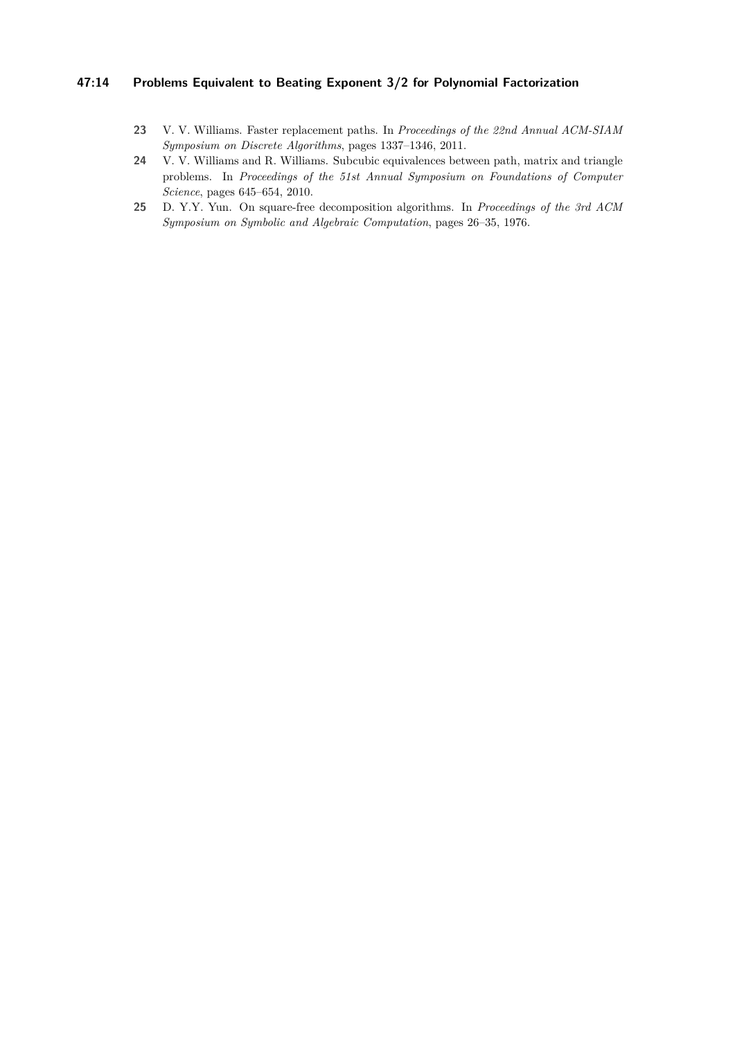23 V. V. Williams. Faster replacement paths. In *Proceedings of the 22nd Annual ACM-SIAM Symposium on Discrete Algorithms*, pages 1337–1346, 2011.

24 V. V. Williams and R. Williams. Subcubic equivalences between path, matrix and triangle problems. In *Proceedings of the 51st Annual Symposium on Foundations of Computer Science*, pages 645–654, 2010.

25 D. Y.Y. Yun. On square-free decomposition algorithms. In *Proceedings of the 3rd ACM Symposium on Symbolic and Algebraic Computation*, pages 26–35, 1976.